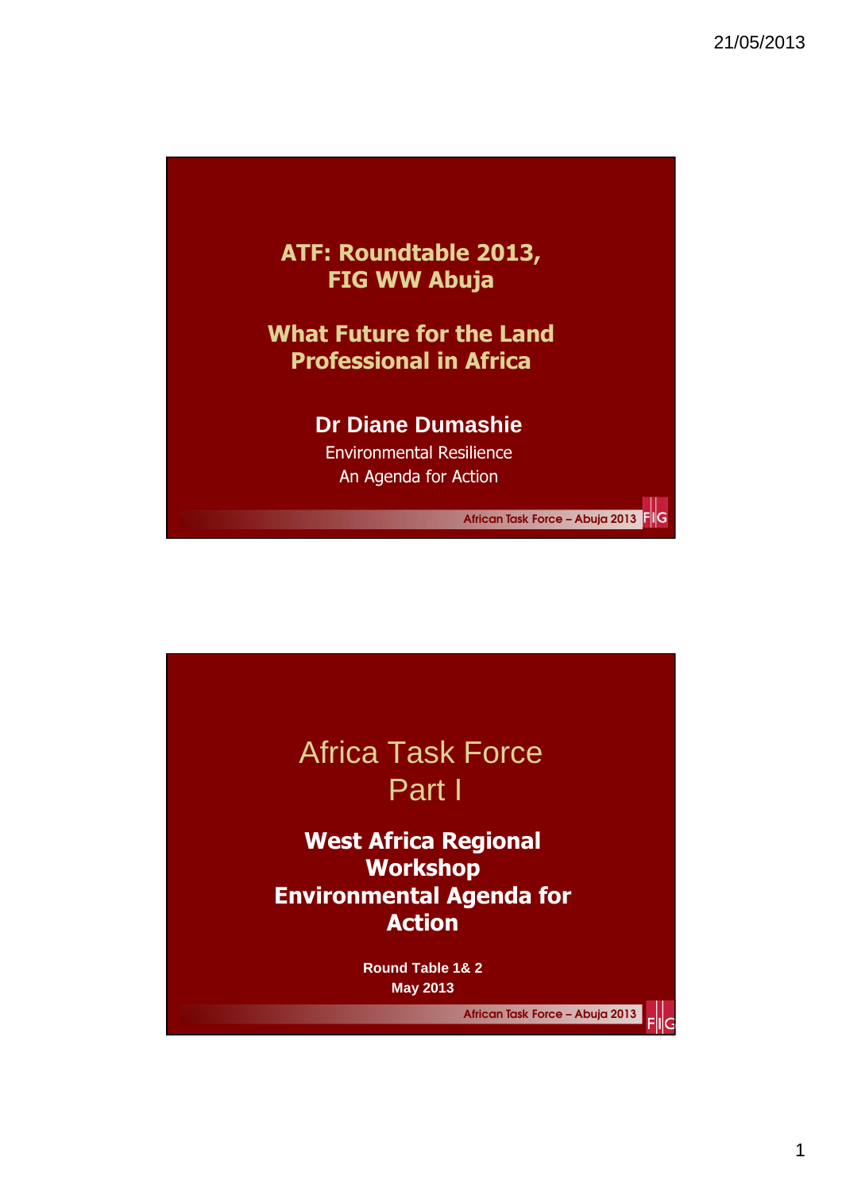# ATF: Roundtable 2013, FIG WW Abuja

## What Future for the Land Professional in Africa

**Dr Diane Dumashie**

Environmental Resilience

An Agenda for Action

African Task Force – Abuja 2013

# Africa Task Force Part I

## West Africa Regional Workshop Environmental Agenda for Action

**Round Table 1& 2**

**May 2013**

African Task Force – Abuja 2013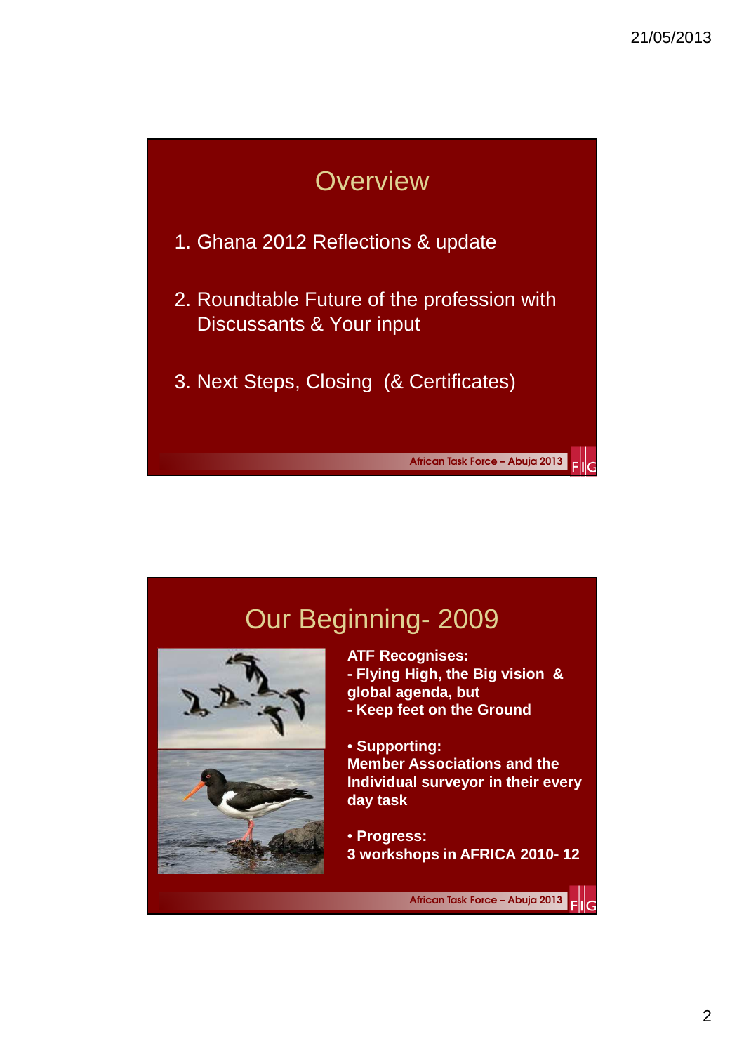# Overview

1. Ghana 2012 Reflections & update
2. Roundtable Future of the profession with Discussants & Your input
3. Next Steps, Closing (& Certificates)

African Task Force – Abuja 2013

# Our Beginning- 2009

**ATF Recognises:**
**- Flying High, the Big vision & global agenda, but**
**- Keep feet on the Ground**

**• Supporting:**
**Member Associations and the Individual surveyor in their every day task**

**• Progress:**
**3 workshops in AFRICA 2010- 12**

African Task Force – Abuja 2013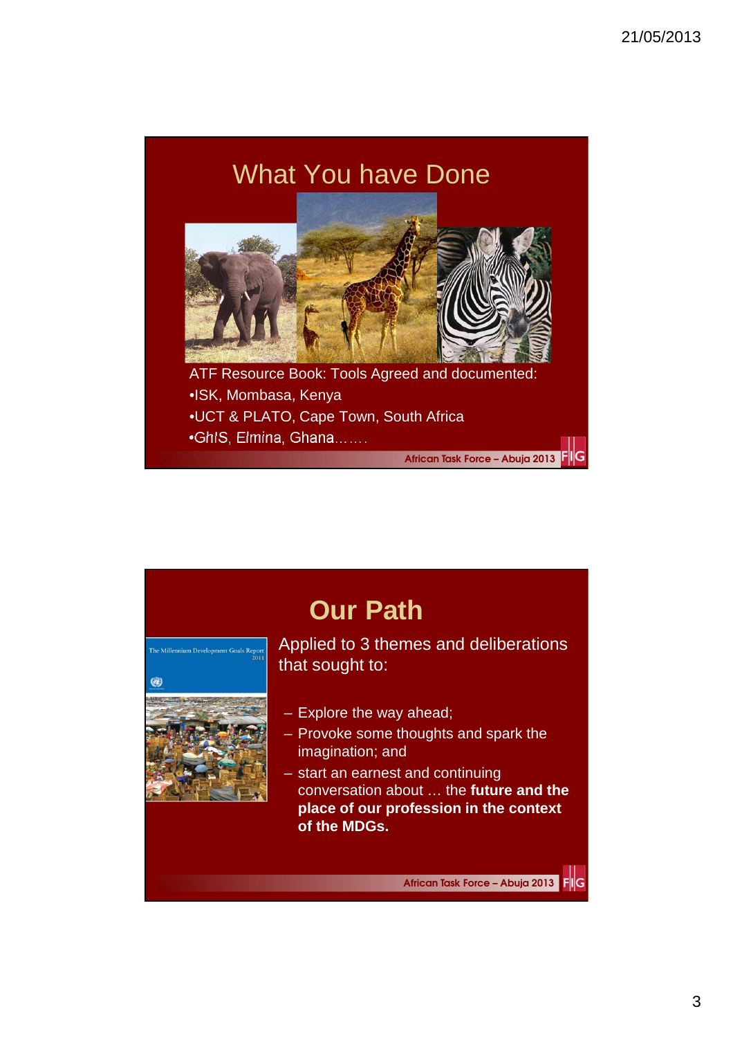## What You have Done

ATF Resource Book: Tools Agreed and documented:

- •ISK, Mombasa, Kenya
- •UCT & PLATO, Cape Town, South Africa
- •GhIS, Elmina, Ghana…….

African Task Force – Abuja 2013

## Our Path

Applied to 3 themes and deliberations that sought to:

- Explore the way ahead;
- Provoke some thoughts and spark the imagination; and
- start an earnest and continuing conversation about … the **future and the place of our profession in the context of the MDGs.**

African Task Force – Abuja 2013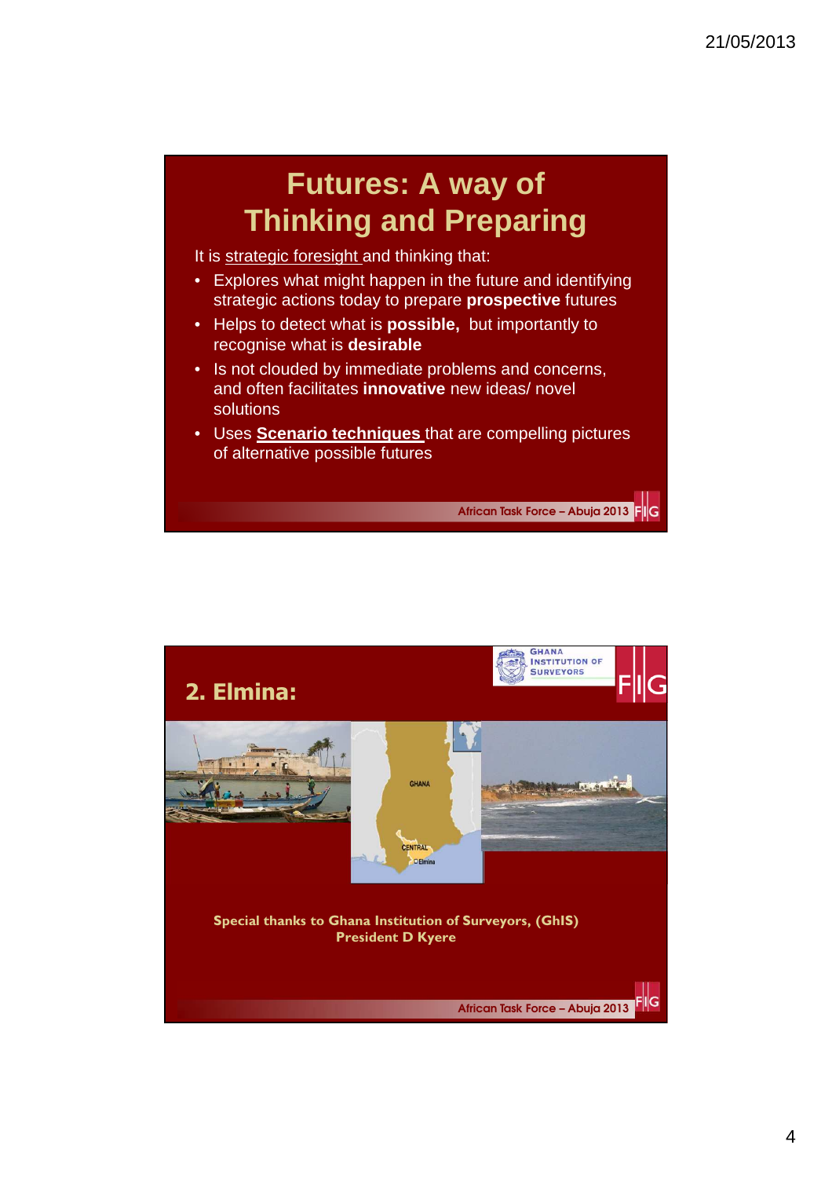# Futures: A way of Thinking and Preparing

It is strategic foresight and thinking that:

- Explores what might happen in the future and identifying strategic actions today to prepare **prospective** futures
- Helps to detect what is **possible,** but importantly to recognise what is **desirable**
- Is not clouded by immediate problems and concerns, and often facilitates **innovative** new ideas/ novel solutions
- Uses **Scenario techniques** that are compelling pictures of alternative possible futures

African Task Force – Abuja 2013

## 2. Elmina:

GHANA INSTITUTION OF SURVEYORS

GHANA

CENTRAL

Elmina

**Special thanks to Ghana Institution of Surveyors, (GhIS) President D Kyere**

African Task Force – Abuja 2013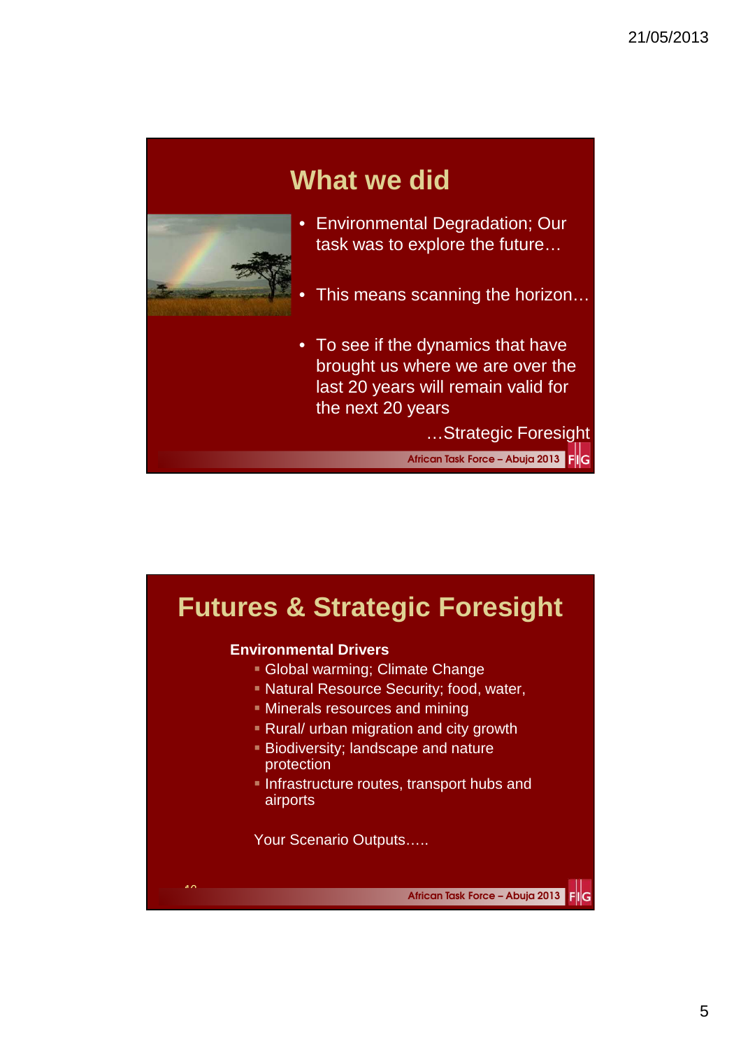## What we did

- Environmental Degradation; Our task was to explore the future…
- This means scanning the horizon…
- To see if the dynamics that have brought us where we are over the last 20 years will remain valid for the next 20 years

…Strategic Foresight

African Task Force – Abuja 2013

## Futures & Strategic Foresight

**Environmental Drivers**

- Global warming; Climate Change
- Natural Resource Security; food, water,
- Minerals resources and mining
- Rural/ urban migration and city growth
- Biodiversity; landscape and nature protection
- Infrastructure routes, transport hubs and airports

Your Scenario Outputs…..

African Task Force – Abuja 2013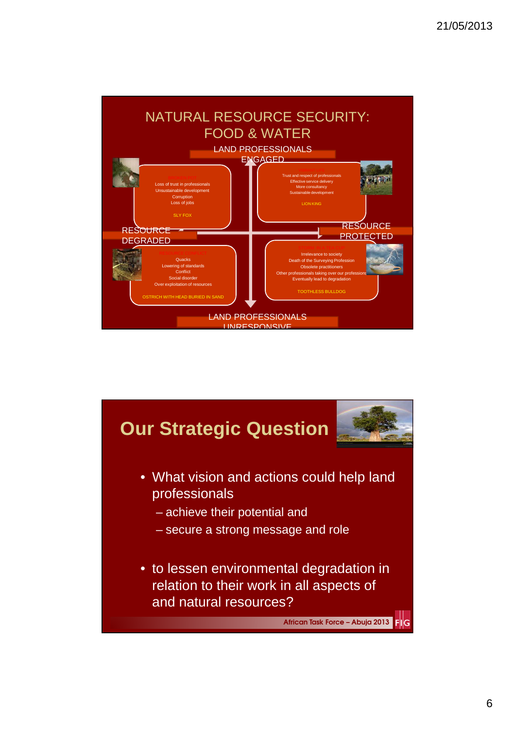# NATURAL RESOURCE SECURITY: FOOD & WATER

LAND PROFESSIONALS ENGAGED

Loss of trust in professionals
Unsustainable development
Corruption
Loss of jobs

SLY FOX

Trust and respect of professionals
Effective service delivery
More consultancy
Sustainable development

LION KING

RESOURCE DEGRADED

RESOURCE PROTECTED

Quacks
Lowering of standards
Conflict
Social disorder
Over exploitation of resources

OSTRICH WITH HEAD BURIED IN SAND

Irrelevance to society
Death of the Surveying Profession
Obsolete practitioners
Other professionals taking over our professions
Eventually lead to degradation

TOOTHLESS BULLDOG

LAND PROFESSIONALS UNRESPONSIVE

# Our Strategic Question

- What vision and actions could help land professionals
  - achieve their potential and
  - secure a strong message and role
- to lessen environmental degradation in relation to their work in all aspects of and natural resources?

African Task Force – Abuja 2013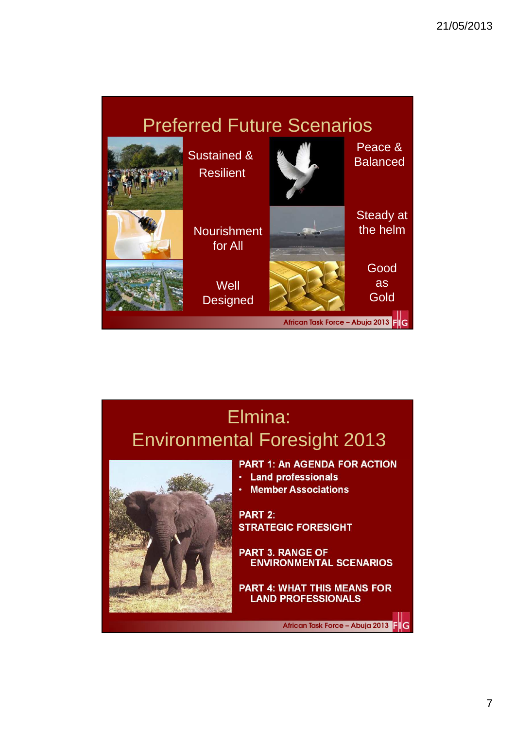## Preferred Future Scenarios

- Sustained & Resilient
- Nourishment for All
- Well Designed
- Peace & Balanced
- Steady at the helm
- Good as Gold

African Task Force – Abuja 2013 FIG

## Elmina: Environmental Foresight 2013

**PART 1: An AGENDA FOR ACTION**

- **Land professionals**
- **Member Associations**

**PART 2: STRATEGIC FORESIGHT**

**PART 3. RANGE OF ENVIRONMENTAL SCENARIOS**

**PART 4: WHAT THIS MEANS FOR LAND PROFESSIONALS**

African Task Force – Abuja 2013 FIG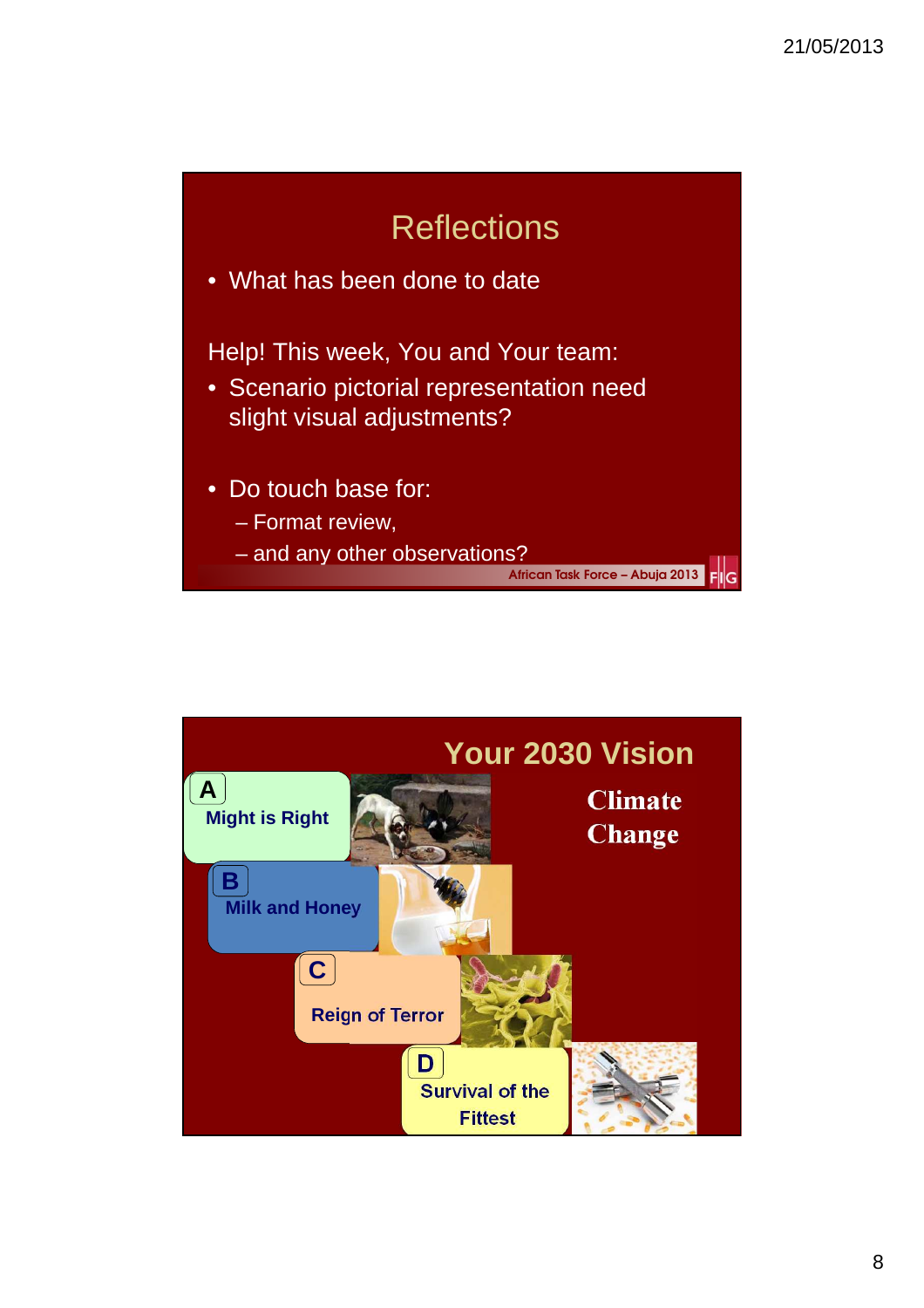## Reflections

- What has been done to date

Help! This week, You and Your team:

- Scenario pictorial representation need slight visual adjustments?
- Do touch base for:
  - Format review,
  - and any other observations?

African Task Force – Abuja 2013

## Your 2030 Vision

**Climate Change**

**A** Might is Right

**B** Milk and Honey

**C** Reign of Terror

**D** Survival of the Fittest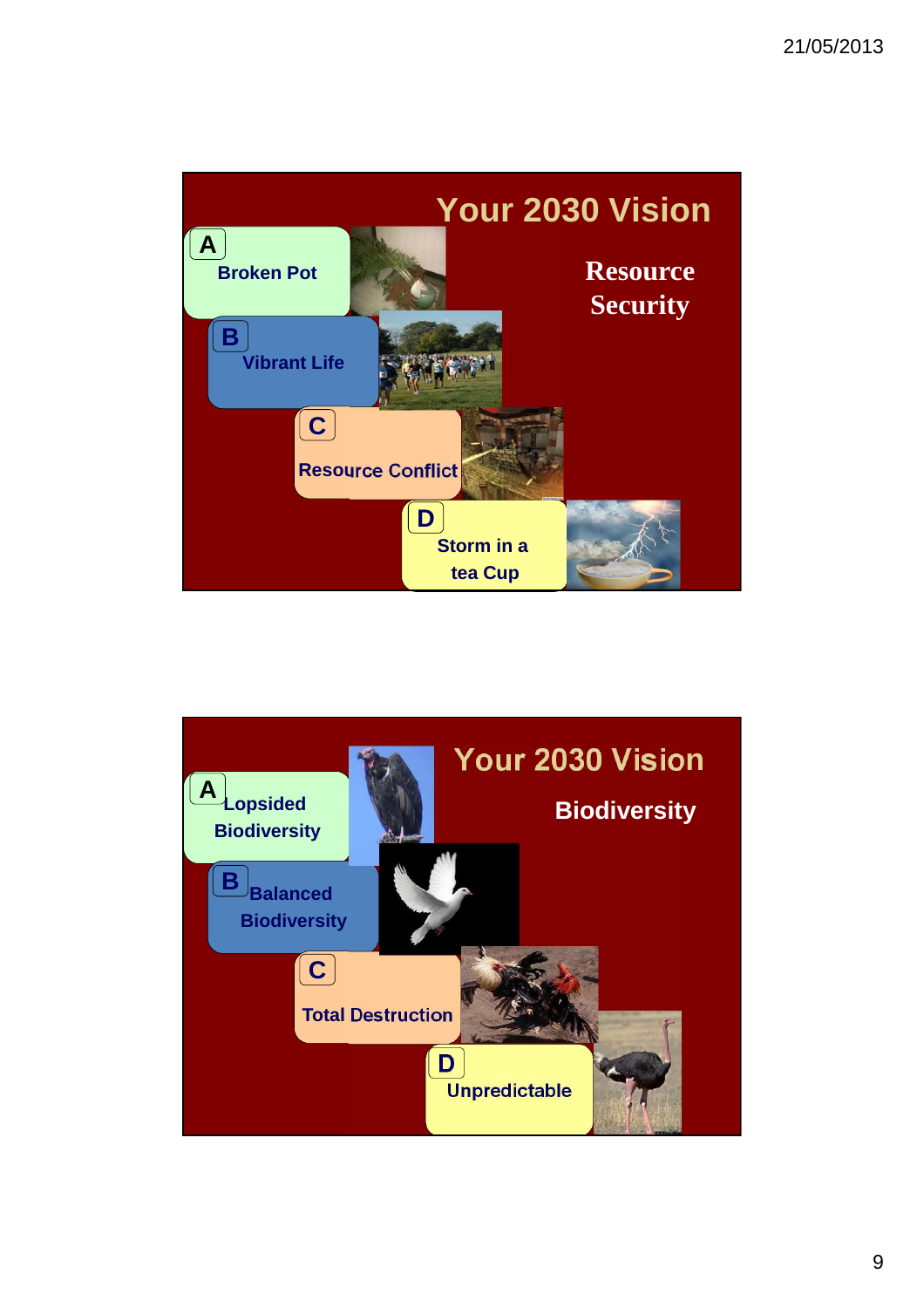## Your 2030 Vision

**Resource Security**

- **A** Broken Pot
- **B** Vibrant Life
- **C** Resource Conflict
- **D** Storm in a tea Cup

## Your 2030 Vision

**Biodiversity**

- **A** Lopsided Biodiversity
- **B** Balanced Biodiversity
- **C** Total Destruction
- **D** Unpredictable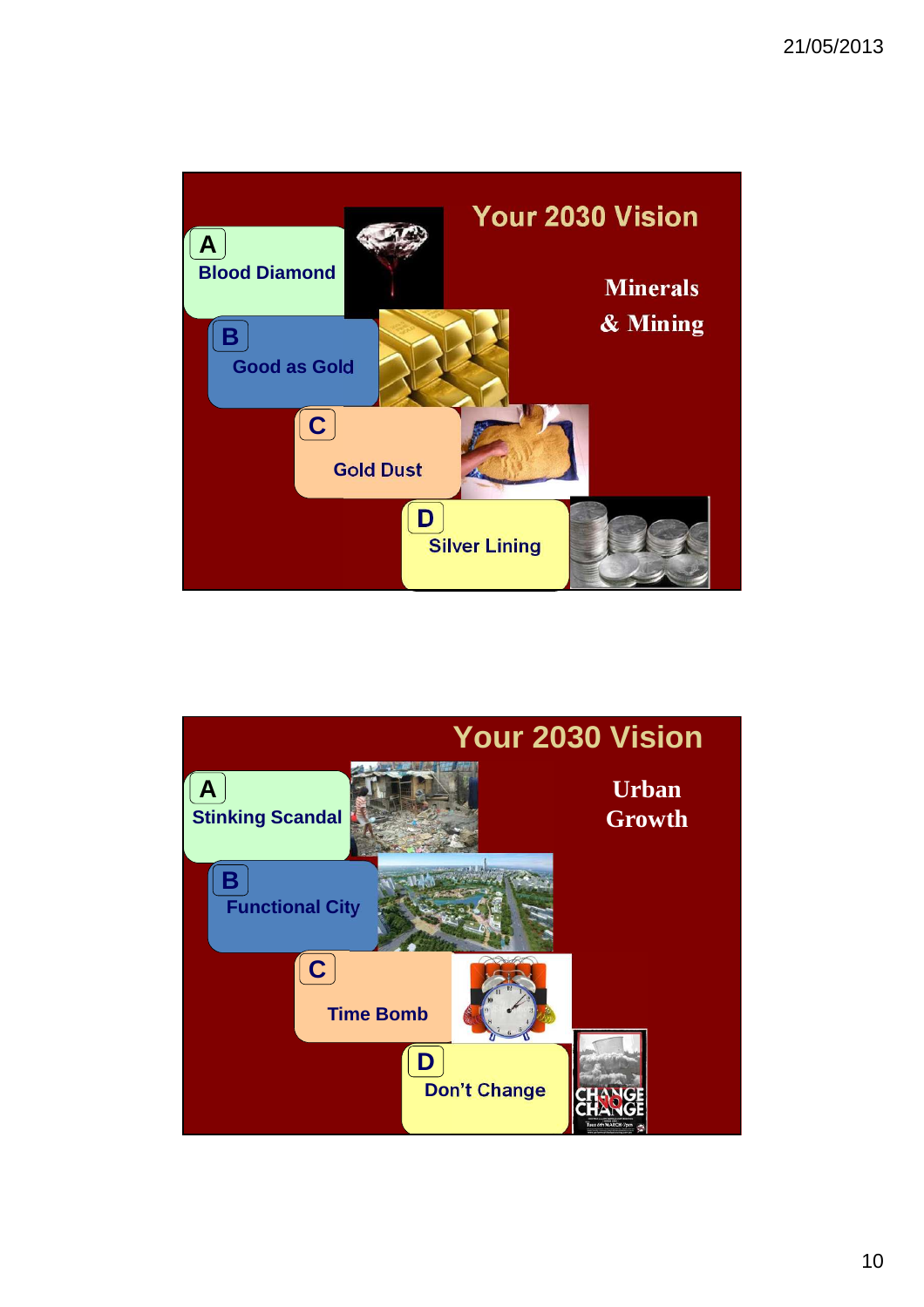## Your 2030 Vision

**Minerals & Mining**

**A** Blood Diamond

**B** Good as Gold

**C** Gold Dust

**D** Silver Lining

## Your 2030 Vision

**Urban Growth**

**A** Stinking Scandal

**B** Functional City

**C** Time Bomb

**D** Don't Change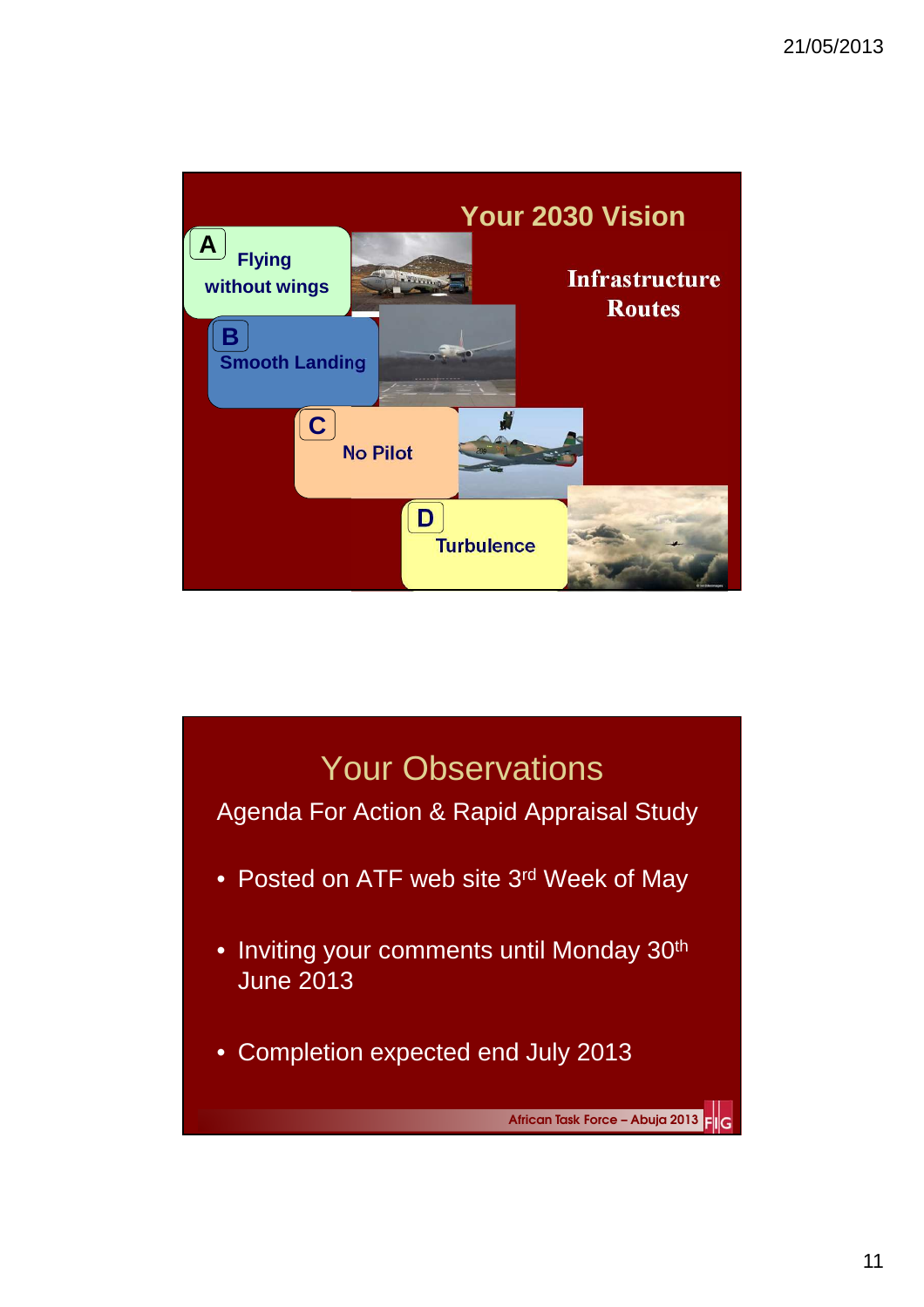## Your 2030 Vision

**Infrastructure Routes**

- **A** Flying without wings
- **B** Smooth Landing
- **C** No Pilot
- **D** Turbulence

## Your Observations

Agenda For Action & Rapid Appraisal Study

- Posted on ATF web site 3rd Week of May
- Inviting your comments until Monday 30th June 2013
- Completion expected end July 2013

African Task Force – Abuja 2013 FIG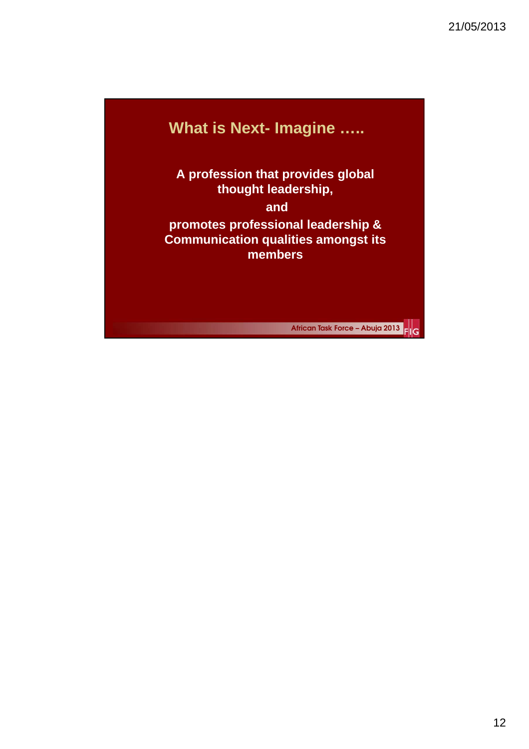## What is Next- Imagine …..

**A profession that provides global thought leadership,**

**and**

**promotes professional leadership & Communication qualities amongst its members**

African Task Force – Abuja 2013